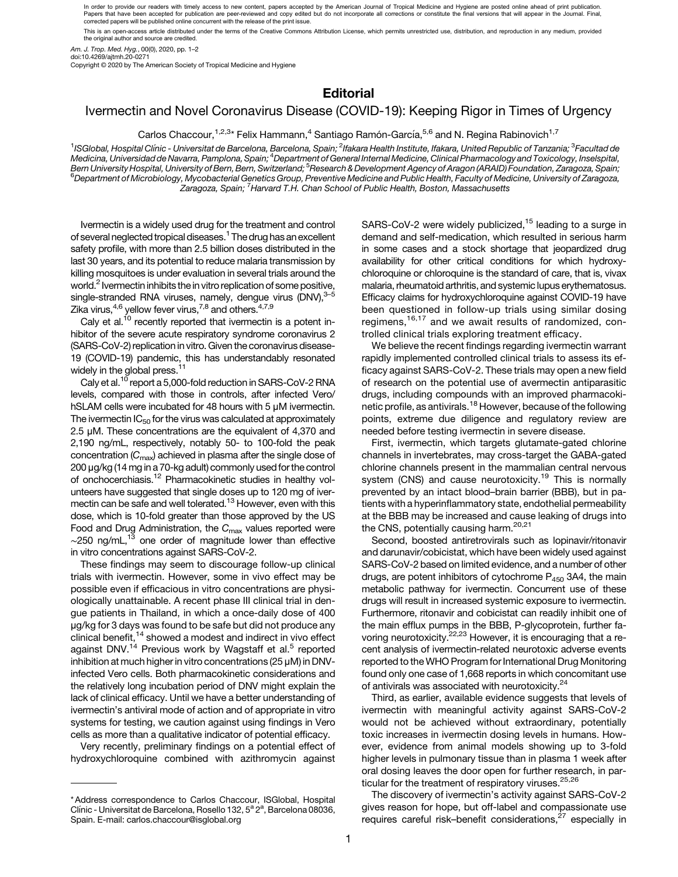In order to provide our readers with timely access to new content, papers accepted by the American Journal of Tropical Medicine and Hygiene are posted online ahead of print publication. Papers that have been accepted for publication are peer-reviewed and copy edited but do not incorporate all corrections or constitute the final versions that will appear in the Journal. Final, corrected papers will be published online concurrent with the release of the print issue.

This is an open-access article distributed under the terms of the Creative Commons Attribution License, which permits unrestricted use, distribution, and reproduction in any medium, provided the original author and source are credited.

*Am. J. Trop. Med. Hyg.*, 00(0), 2020, pp. 1–2
doi:10.4269/ajtmh.20-0271
Copyright © 2020 by The American Society of Tropical Medicine and Hygiene

## Editorial

# Ivermectin and Novel Coronavirus Disease (COVID-19): Keeping Rigor in Times of Urgency

Carlos Chaccour,[1,2,3]* Felix Hammann,[4] Santiago Ramón-García,[5,6] and N. Regina Rabinovich[1,7]

[1]ISGlobal, Hospital Clínic - Universitat de Barcelona, Barcelona, Spain; [2]Ifakara Health Institute, Ifakara, United Republic of Tanzania; [3]Facultad de Medicina, Universidad de Navarra, Pamplona, Spain; [4]Department of General Internal Medicine, Clinical Pharmacology and Toxicology, Inselspital, Bern University Hospital, University of Bern, Bern, Switzerland; [5]Research & Development Agency of Aragon (ARAID) Foundation, Zaragoza, Spain; [6]Department of Microbiology, Mycobacterial Genetics Group, Preventive Medicine and Public Health, Faculty of Medicine, University of Zaragoza, Zaragoza, Spain; [7]Harvard T.H. Chan School of Public Health, Boston, Massachusetts

Ivermectin is a widely used drug for the treatment and control of several neglected tropical diseases.[1] The drug has an excellent safety profile, with more than 2.5 billion doses distributed in the last 30 years, and its potential to reduce malaria transmission by killing mosquitoes is under evaluation in several trials around the world.[2] Ivermectin inhibits the in vitro replication of some positive, single-stranded RNA viruses, namely, dengue virus (DNV),[3–5] Zika virus,[4,6] yellow fever virus,[7,8] and others.[4,7,9]

Caly et al.[10] recently reported that ivermectin is a potent inhibitor of the severe acute respiratory syndrome coronavirus 2 (SARS-CoV-2) replication in vitro. Given the coronavirus disease-19 (COVID-19) pandemic, this has understandably resonated widely in the global press.[11]

Caly et al.[10] report a 5,000-fold reduction in SARS-CoV-2 RNA levels, compared with those in controls, after infected Vero/hSLAM cells were incubated for 48 hours with 5 μM ivermectin. The ivermectin $IC_{50}$ for the virus was calculated at approximately 2.5 μM. These concentrations are the equivalent of 4,370 and 2,190 ng/mL, respectively, notably 50- to 100-fold the peak concentration ($C_{max}$) achieved in plasma after the single dose of 200 μg/kg (14 mg in a 70-kg adult) commonly used for the control of onchocerciasis.[12] Pharmacokinetic studies in healthy volunteers have suggested that single doses up to 120 mg of ivermectin can be safe and well tolerated.[13] However, even with this dose, which is 10-fold greater than those approved by the US Food and Drug Administration, the $C_{max}$ values reported were ~250 ng/mL,[13] one order of magnitude lower than effective in vitro concentrations against SARS-CoV-2.

These findings may seem to discourage follow-up clinical trials with ivermectin. However, some in vivo effect may be possible even if efficacious in vitro concentrations are physiologically unattainable. A recent phase III clinical trial in dengue patients in Thailand, in which a once-daily dose of 400 μg/kg for 3 days was found to be safe but did not produce any clinical benefit,[14] showed a modest and indirect in vivo effect against DNV.[14] Previous work by Wagstaff et al.[5] reported inhibition at much higher in vitro concentrations (25 μM) in DNV-infected Vero cells. Both pharmacokinetic considerations and the relatively long incubation period of DNV might explain the lack of clinical efficacy. Until we have a better understanding of ivermectin's antiviral mode of action and of appropriate in vitro systems for testing, we caution against using findings in Vero cells as more than a qualitative indicator of potential efficacy.

Very recently, preliminary findings on a potential effect of hydroxychloroquine combined with azithromycin against SARS-CoV-2 were widely publicized,[15] leading to a surge in demand and self-medication, which resulted in serious harm in some cases and a stock shortage that jeopardized drug availability for other critical conditions for which hydroxychloroquine or chloroquine is the standard of care, that is, vivax malaria, rheumatoid arthritis, and systemic lupus erythematosus. Efficacy claims for hydroxychloroquine against COVID-19 have been questioned in follow-up trials using similar dosing regimens,[16,17] and we await results of randomized, controlled clinical trials exploring treatment efficacy.

We believe the recent findings regarding ivermectin warrant rapidly implemented controlled clinical trials to assess its efficacy against SARS-CoV-2. These trials may open a new field of research on the potential use of avermectin antiparasitic drugs, including compounds with an improved pharmacokinetic profile, as antivirals.[18] However, because of the following points, extreme due diligence and regulatory review are needed before testing ivermectin in severe disease.

First, ivermectin, which targets glutamate-gated chlorine channels in invertebrates, may cross-target the GABA-gated chlorine channels present in the mammalian central nervous system (CNS) and cause neurotoxicity.[19] This is normally prevented by an intact blood–brain barrier (BBB), but in patients with a hyperinflammatory state, endothelial permeability at the BBB may be increased and cause leaking of drugs into the CNS, potentially causing harm.[20,21]

Second, boosted antiretrovirals such as lopinavir/ritonavir and darunavir/cobicistat, which have been widely used against SARS-CoV-2 based on limited evidence, and a number of other drugs, are potent inhibitors of cytochrome $P_{450}$ 3A4, the main metabolic pathway for ivermectin. Concurrent use of these drugs will result in increased systemic exposure to ivermectin. Furthermore, ritonavir and cobicistat can readily inhibit one of the main efflux pumps in the BBB, P-glycoprotein, further favoring neurotoxicity.[22,23] However, it is encouraging that a recent analysis of ivermectin-related neurotoxic adverse events reported to the WHO Program for International Drug Monitoring found only one case of 1,668 reports in which concomitant use of antivirals was associated with neurotoxicity.[24]

Third, as earlier, available evidence suggests that levels of ivermectin with meaningful activity against SARS-CoV-2 would not be achieved without extraordinary, potentially toxic increases in ivermectin dosing levels in humans. However, evidence from animal models showing up to 3-fold higher levels in pulmonary tissue than in plasma 1 week after oral dosing leaves the door open for further research, in particular for the treatment of respiratory viruses.[25,26]

The discovery of ivermectin's activity against SARS-CoV-2 gives reason for hope, but off-label and compassionate use requires careful risk–benefit considerations,[27] especially in

---

*Address correspondence to Carlos Chaccour, ISGlobal, Hospital Clínic - Universitat de Barcelona, Rosello 132, 5ª 2ª, Barcelona 08036, Spain. E-mail: carlos.chaccour@isglobal.org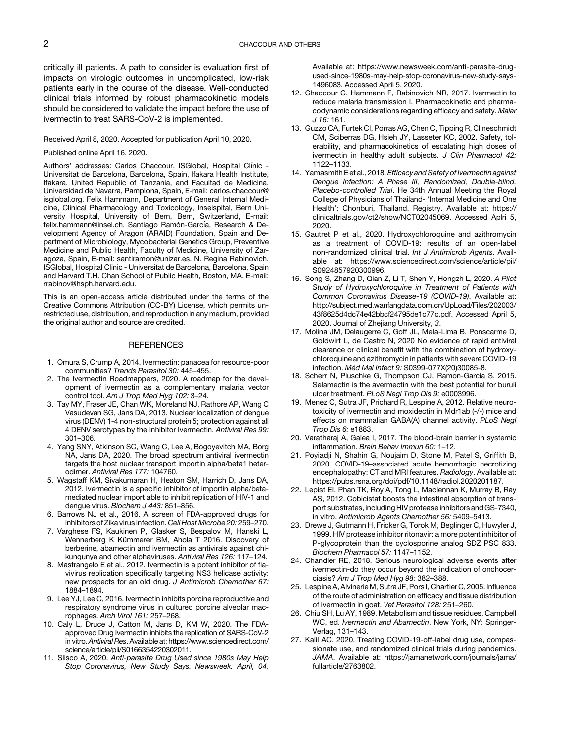critically ill patients. A path to consider is evaluation first of impacts on virologic outcomes in uncomplicated, low-risk patients early in the course of the disease. Well-conducted clinical trials informed by robust pharmacokinetic models should be considered to validate the impact before the use of ivermectin to treat SARS-CoV-2 is implemented.

Received April 8, 2020. Accepted for publication April 10, 2020.

Published online April 16, 2020.

Authors' addresses: Carlos Chaccour, ISGlobal, Hospital Clínic - Universitat de Barcelona, Barcelona, Spain, Ifakara Health Institute, Ifakara, United Republic of Tanzania, and Facultad de Medicina, Universidad de Navarra, Pamplona, Spain, E-mail: carlos.chaccour@isglobal.org. Felix Hammann, Department of General Internal Medicine, Clinical Pharmacology and Toxicology, Inselspital, Bern University Hospital, University of Bern, Bern, Switzerland, E-mail: felix.hammann@insel.ch. Santiago Ramón-García, Research & Development Agency of Aragon (ARAID) Foundation, Spain and Department of Microbiology, Mycobacterial Genetics Group, Preventive Medicine and Public Health, Faculty of Medicine, University of Zaragoza, Spain, E-mail: santiramon@unizar.es. N. Regina Rabinovich, ISGlobal, Hospital Clínic - Universitat de Barcelona, Barcelona, Spain and Harvard T.H. Chan School of Public Health, Boston, MA, E-mail: rrabinov@hsph.harvard.edu.

This is an open-access article distributed under the terms of the Creative Commons Attribution (CC-BY) License, which permits unrestricted use, distribution, and reproduction in any medium, provided the original author and source are credited.

## REFERENCES

1. Omura S, Crump A, 2014. Ivermectin: panacea for resource-poor communities? *Trends Parasitol 30:* 445–455.
2. The Ivermectin Roadmappers, 2020. A roadmap for the development of ivermectin as a complementary malaria vector control tool. *Am J Trop Med Hyg 102:* 3–24.
3. Tay MY, Fraser JE, Chan WK, Moreland NJ, Rathore AP, Wang C Vasudevan SG, Jans DA, 2013. Nuclear localization of dengue virus (DENV) 1-4 non-structural protein 5; protection against all 4 DENV serotypes by the inhibitor Ivermectin. *Antiviral Res 99:* 301–306.
4. Yang SNY, Atkinson SC, Wang C, Lee A, Bogoyevitch MA, Borg NA, Jans DA, 2020. The broad spectrum antiviral ivermectin targets the host nuclear transport importin alpha/beta1 heterodimer. *Antiviral Res 177:* 104760.
5. Wagstaff KM, Sivakumaran H, Heaton SM, Harrich D, Jans DA, 2012. Ivermectin is a specific inhibitor of importin alpha/beta-mediated nuclear import able to inhibit replication of HIV-1 and dengue virus. *Biochem J 443:* 851–856.
6. Barrows NJ et al., 2016. A screen of FDA-approved drugs for inhibitors of Zika virus infection. *Cell Host Microbe 20:* 259–270.
7. Varghese FS, Kaukinen P, Glasker S, Bespalov M, Hanski L, Wennerberg K Kümmerer BM, Ahola T 2016. Discovery of berberine, abamectin and ivermectin as antivirals against chikungunya and other alphaviruses. *Antiviral Res 126:* 117–124.
8. Mastrangelo E et al., 2012. Ivermectin is a potent inhibitor of flavivirus replication specifically targeting NS3 helicase activity: new prospects for an old drug. *J Antimicrob Chemother 67:* 1884–1894.
9. Lee YJ, Lee C, 2016. Ivermectin inhibits porcine reproductive and respiratory syndrome virus in cultured porcine alveolar macrophages. *Arch Virol 161:* 257–268.
10. Caly L, Druce J, Catton M, Jans D, KM W, 2020. The FDA-approved Drug Ivermectin inhibits the replication of SARS-CoV-2 in vitro. *Antiviral Res*. Available at: https://www.sciencedirect.com/science/article/pii/S0166354220302011.
11. Slisco A, 2020. *Anti-parasite Drug Used since 1980s May Help Stop Coronavirus, New Study Says. Newsweek. April, 04*. Available at: https://www.newsweek.com/anti-parasite-drug-used-since-1980s-may-help-stop-coronavirus-new-study-says-1496083. Accessed April 5, 2020.
12. Chaccour C, Hammann F, Rabinovich NR, 2017. Ivermectin to reduce malaria transmission I. Pharmacokinetic and pharmacodynamic considerations regarding efficacy and safety. *Malar J 16:* 161.
13. Guzzo CA, Furtek CI, Porras AG, Chen C, Tipping R, Clineschmidt CM, Sciberras DG, Hsieh JY, Lasseter KC, 2002. Safety, tolerability, and pharmacokinetics of escalating high doses of ivermectin in healthy adult subjects. *J Clin Pharmacol 42:* 1122–1133.
14. Yamasmith E et al., 2018. *Efficacy and Safety of Ivermectin against Dengue Infection: A Phase III, Randomized, Double-blind, Placebo-controlled Trial*. He 34th Annual Meeting the Royal College of Physicians of Thailand- 'Internal Medicine and One Health': Chonburi, Thailand. Registry. Available at: https://clinicaltrials.gov/ct2/show/NCT02045069. Accessed Aplri 5, 2020.
15. Gautret P et al., 2020. Hydroxychloroquine and azithromycin as a treatment of COVID-19: results of an open-label non-randomized clinical trial. *Int J Antimicrob Agents*. Available at: https://www.sciencedirect.com/science/article/pii/S0924857920300996.
16. Song S, Zhang D, Qian Z, Li T, Shen Y, Hongzh L, 2020. *A Pilot Study of Hydroxychloroquine in Treatment of Patients with Common Coronavirus Disease-19 (COVID-19)*. Available at: http://subject.med.wanfangdata.com.cn/UpLoad/Files/202003/43f8625d4dc74e42bbcf24795de1c77c.pdf. Accessed April 5, 2020. Journal of Zhejiang University, *3*.
17. Molina JM, Delaugerre C, Goff JL, Mela-Lima B, Ponscarme D, Goldwirt L, de Castro N, 2020 No evidence of rapid antiviral clearance or clinical benefit with the combination of hydroxychloroquine and azithromycin in patients with severe COVID-19 infection. *Méd Mal Infect 9:* S0399-077X(20)30085-8.
18. Scherr N, Pluschke G, Thompson CJ, Ramon-Garcia S, 2015. Selamectin is the avermectin with the best potential for buruli ulcer treatment. *PLoS Negl Trop Dis 9:* e0003996.
19. Menez C, Sutra JF, Prichard R, Lespine A, 2012. Relative neurotoxicity of ivermectin and moxidectin in Mdr1ab (-/-) mice and effects on mammalian GABA(A) channel activity. *PLoS Negl Trop Dis 6:* e1883.
20. Varatharaj A, Galea I, 2017. The blood-brain barrier in systemic inflammation. *Brain Behav Immun 60:* 1–12.
21. Poyiadji N, Shahin G, Noujaim D, Stone M, Patel S, Griffith B, 2020. COVID-19–associated acute hemorrhagic necrotizing encephalopathy: CT and MRI features. *Radiology*. Available at: https://pubs.rsna.org/doi/pdf/10.1148/radiol.2020201187.
22. Lepist EI, Phan TK, Roy A, Tong L, Maclennan K, Murray B, Ray AS, 2012. Cobicistat boosts the intestinal absorption of transport substrates, including HIV protease inhibitors and GS-7340, in vitro. *Antimicrob Agents Chemother 56:* 5409–5413.
23. Drewe J, Gutmann H, Fricker G, Torok M, Beglinger C, Huwyler J, 1999. HIV protease inhibitor ritonavir: a more potent inhibitor of P-glycoprotein than the cyclosporine analog SDZ PSC 833. *Biochem Pharmacol 57:* 1147–1152.
24. Chandler RE, 2018. Serious neurological adverse events after ivermectin-do they occur beyond the indication of onchocerciasis? *Am J Trop Med Hyg 98:* 382–388.
25. Lespine A, Alvinerie M, Sutra JF, Pors I, Chartier C, 2005. Influence of the route of administration on efficacy and tissue distribution of ivermectin in goat. *Vet Parasitol 128:* 251–260.
26. Chiu SH, Lu AY, 1989. Metabolism and tissue residues. Campbell WC, ed. *Ivermectin and Abamectin*. New York, NY: Springer-Verlag, 131–143.
27. Kalil AC, 2020. Treating COVID-19-off-label drug use, compassionate use, and randomized clinical trials during pandemics. *JAMA*. Available at: https://jamanetwork.com/journals/jama/fullarticle/2763802.